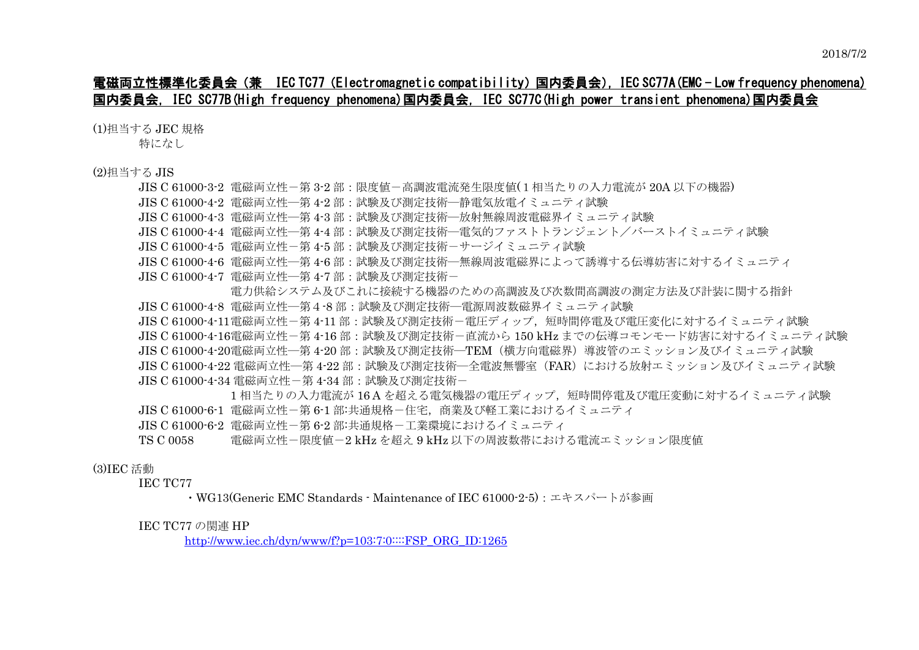2018/7/2

# 電磁両立性標準化委員会（兼　IEC TC77（Electromagnetic compatibility）国内委員会），IEC SC77A(EMC－Low frequency phenomena)国内委員会，IEC SC77B(High frequency phenomena)国内委員会，IEC SC77C(High power transient phenomena)国内委員会

(1)担当する JEC 規格

特になし

(2)担当する JIS

- JIS C 61000-3-2 電磁両立性－第 3-2 部：限度値－高調波電流発生限度値(1 相当たりの入力電流が 20A 以下の機器)
- JIS C 61000-4-2 電磁両立性―第 4-2 部：試験及び測定技術―静電気放電イミュニティ試験
- JIS C 61000-4-3 電磁両立性―第 4-3 部：試験及び測定技術―放射無線周波電磁界イミュニティ試験
- JIS C 61000-4-4 電磁両立性―第 4-4 部：試験及び測定技術―電気的ファストトランジェント／バーストイミュニティ試験
- JIS C 61000-4-5 電磁両立性－第 4-5 部：試験及び測定技術－サージイミュニティ試験
- JIS C 61000-4-6 電磁両立性―第 4-6 部：試験及び測定技術―無線周波電磁界によって誘導する伝導妨害に対するイミュニティ
- JIS C 61000-4-7 電磁両立性―第 4-7 部：試験及び測定技術－電力供給システム及びこれに接続する機器のための高調波及び次数間高調波の測定方法及び計装に関する指針
- JIS C 61000-4-8 電磁両立性―第 4 -8 部：試験及び測定技術―電源周波数磁界イミュニティ試験
- JIS C 61000-4-11 電磁両立性－第 4-11 部：試験及び測定技術－電圧ディップ，短時間停電及び電圧変化に対するイミュニティ試験
- JIS C 61000-4-16 電磁両立性－第 4-16 部：試験及び測定技術－直流から 150 kHz までの伝導コモンモード妨害に対するイミュニティ試験
- JIS C 61000-4-20 電磁両立性―第 4-20 部：試験及び測定技術―TEM（横方向電磁界）導波管のエミッション及びイミュニティ試験
- JIS C 61000-4-22 電磁両立性―第 4-22 部：試験及び測定技術―全電波無響室（FAR）における放射エミッション及びイミュニティ試験
- JIS C 61000-4-34 電磁両立性－第 4-34 部：試験及び測定技術－1 相当たりの入力電流が 16 A を超える電気機器の電圧ディップ，短時間停電及び電圧変動に対するイミュニティ試験
- JIS C 61000-6-1 電磁両立性－第 6-1 部:共通規格－住宅，商業及び軽工業におけるイミュニティ
- JIS C 61000-6-2 電磁両立性－第 6-2 部:共通規格－工業環境におけるイミュニティ
- TS C 0058 電磁両立性－限度値－2 kHz を超え 9 kHz 以下の周波数帯における電流エミッション限度値

(3)IEC 活動

IEC TC77

- WG13(Generic EMC Standards - Maintenance of IEC 61000-2-5)：エキスパートが参画

IEC TC77 の関連 HP

http://www.iec.ch/dyn/www/f?p=103:7:0::::FSP_ORG_ID:1265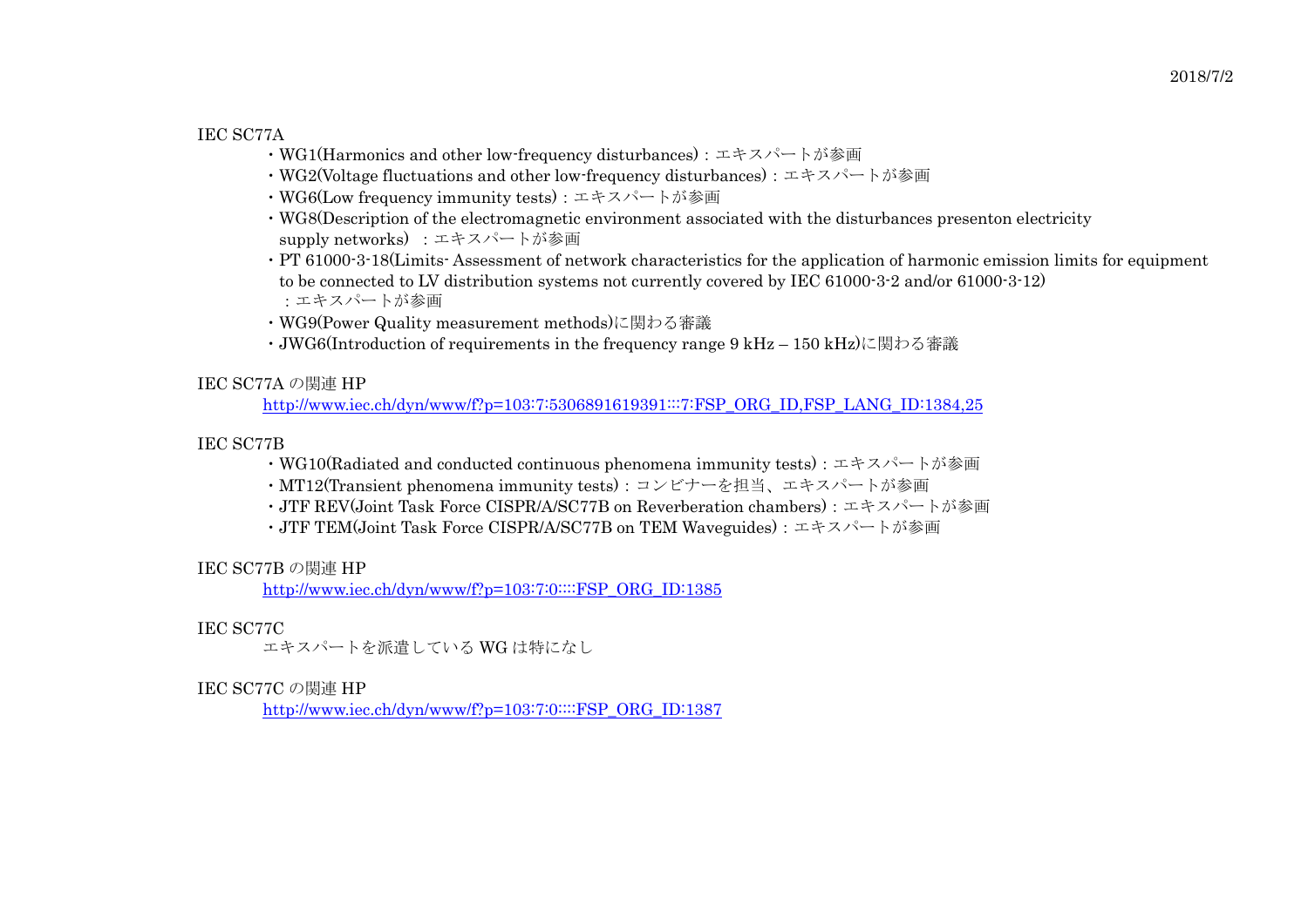IEC SC77A

- WG1(Harmonics and other low-frequency disturbances)：エキスパートが参画
- WG2(Voltage fluctuations and other low-frequency disturbances)：エキスパートが参画
- WG6(Low frequency immunity tests)：エキスパートが参画
- WG8(Description of the electromagnetic environment associated with the disturbances presenton electricity supply networks) ：エキスパートが参画
- PT 61000-3-18(Limits- Assessment of network characteristics for the application of harmonic emission limits for equipment to be connected to LV distribution systems not currently covered by IEC 61000-3-2 and/or 61000-3-12) ：エキスパートが参画
- WG9(Power Quality measurement methods)に関わる審議
- JWG6(Introduction of requirements in the frequency range 9 kHz – 150 kHz)に関わる審議

IEC SC77A の関連 HP

http://www.iec.ch/dyn/www/f?p=103:7:5306891619391:::7:FSP_ORG_ID,FSP_LANG_ID:1384,25

IEC SC77B

- WG10(Radiated and conducted continuous phenomena immunity tests)：エキスパートが参画
- MT12(Transient phenomena immunity tests)：コンビナーを担当、エキスパートが参画
- JTF REV(Joint Task Force CISPR/A/SC77B on Reverberation chambers)：エキスパートが参画
- JTF TEM(Joint Task Force CISPR/A/SC77B on TEM Waveguides)：エキスパートが参画

IEC SC77B の関連 HP

http://www.iec.ch/dyn/www/f?p=103:7:0::::FSP_ORG_ID:1385

IEC SC77C

エキスパートを派遣している WG は特になし

IEC SC77C の関連 HP

http://www.iec.ch/dyn/www/f?p=103:7:0::::FSP_ORG_ID:1387